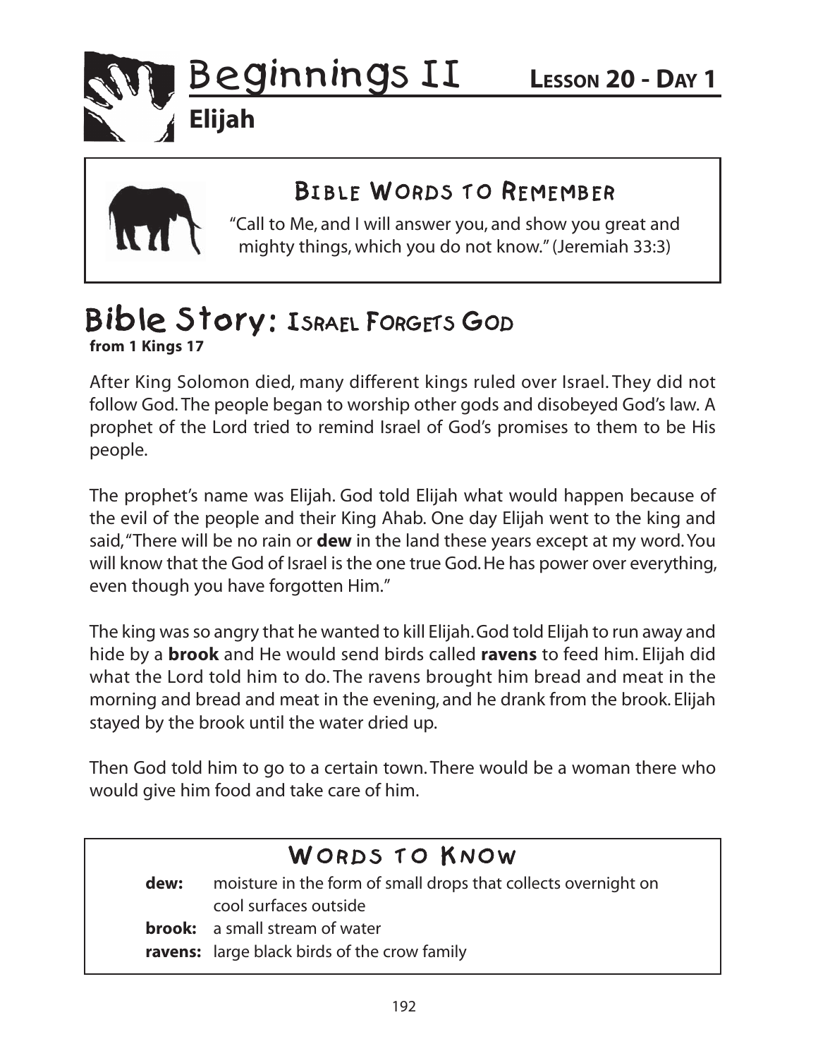# Beginnings II — Lesson 20 - Day 1

## Elijah

### Bible Words to Remember

"Call to Me, and I will answer you, and show you great and mighty things, which you do not know." (Jeremiah 33:3)

## Bible Story: Israel Forgets God

**from 1 Kings 17**

After King Solomon died, many different kings ruled over Israel. They did not follow God. The people began to worship other gods and disobeyed God's law. A prophet of the Lord tried to remind Israel of God's promises to them to be His people.

The prophet's name was Elijah. God told Elijah what would happen because of the evil of the people and their King Ahab. One day Elijah went to the king and said, "There will be no rain or **dew** in the land these years except at my word. You will know that the God of Israel is the one true God. He has power over everything, even though you have forgotten Him."

The king was so angry that he wanted to kill Elijah. God told Elijah to run away and hide by a **brook** and He would send birds called **ravens** to feed him. Elijah did what the Lord told him to do. The ravens brought him bread and meat in the morning and bread and meat in the evening, and he drank from the brook. Elijah stayed by the brook until the water dried up.

Then God told him to go to a certain town. There would be a woman there who would give him food and take care of him.

### Words to Know

**dew:** moisture in the form of small drops that collects overnight on cool surfaces outside

**brook:** a small stream of water

**ravens:** large black birds of the crow family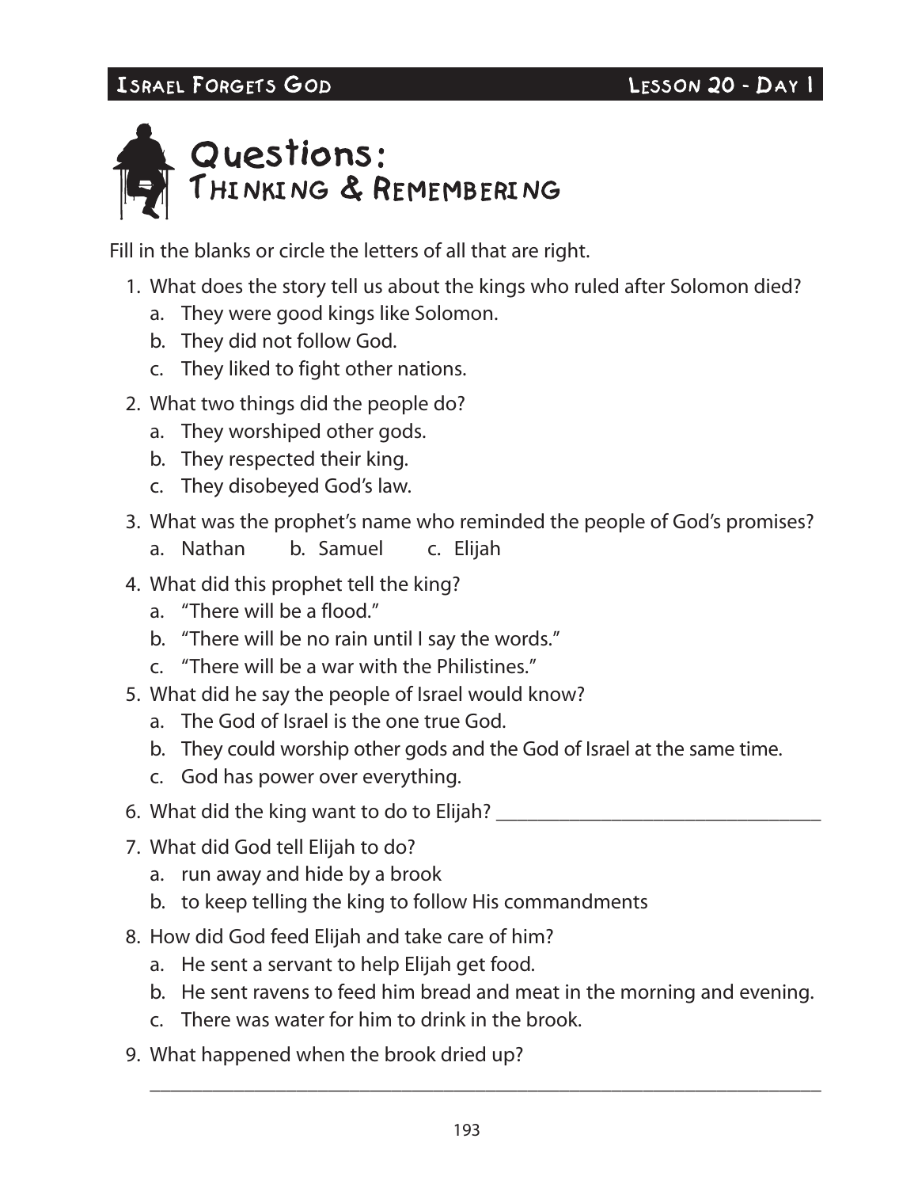# Questions: Thinking & Remembering

Fill in the blanks or circle the letters of all that are right.

1. What does the story tell us about the kings who ruled after Solomon died?
   a. They were good kings like Solomon.
   b. They did not follow God.
   c. They liked to fight other nations.
2. What two things did the people do?
   a. They worshiped other gods.
   b. They respected their king.
   c. They disobeyed God's law.
3. What was the prophet's name who reminded the people of God's promises?
   a. Nathan  b. Samuel  c. Elijah
4. What did this prophet tell the king?
   a. "There will be a flood."
   b. "There will be no rain until I say the words."
   c. "There will be a war with the Philistines."
5. What did he say the people of Israel would know?
   a. The God of Israel is the one true God.
   b. They could worship other gods and the God of Israel at the same time.
   c. God has power over everything.
6. What did the king want to do to Elijah? ________________________________
7. What did God tell Elijah to do?
   a. run away and hide by a brook
   b. to keep telling the king to follow His commandments
8. How did God feed Elijah and take care of him?
   a. He sent a servant to help Elijah get food.
   b. He sent ravens to feed him bread and meat in the morning and evening.
   c. There was water for him to drink in the brook.
9. What happened when the brook dried up?

   ________________________________________________________________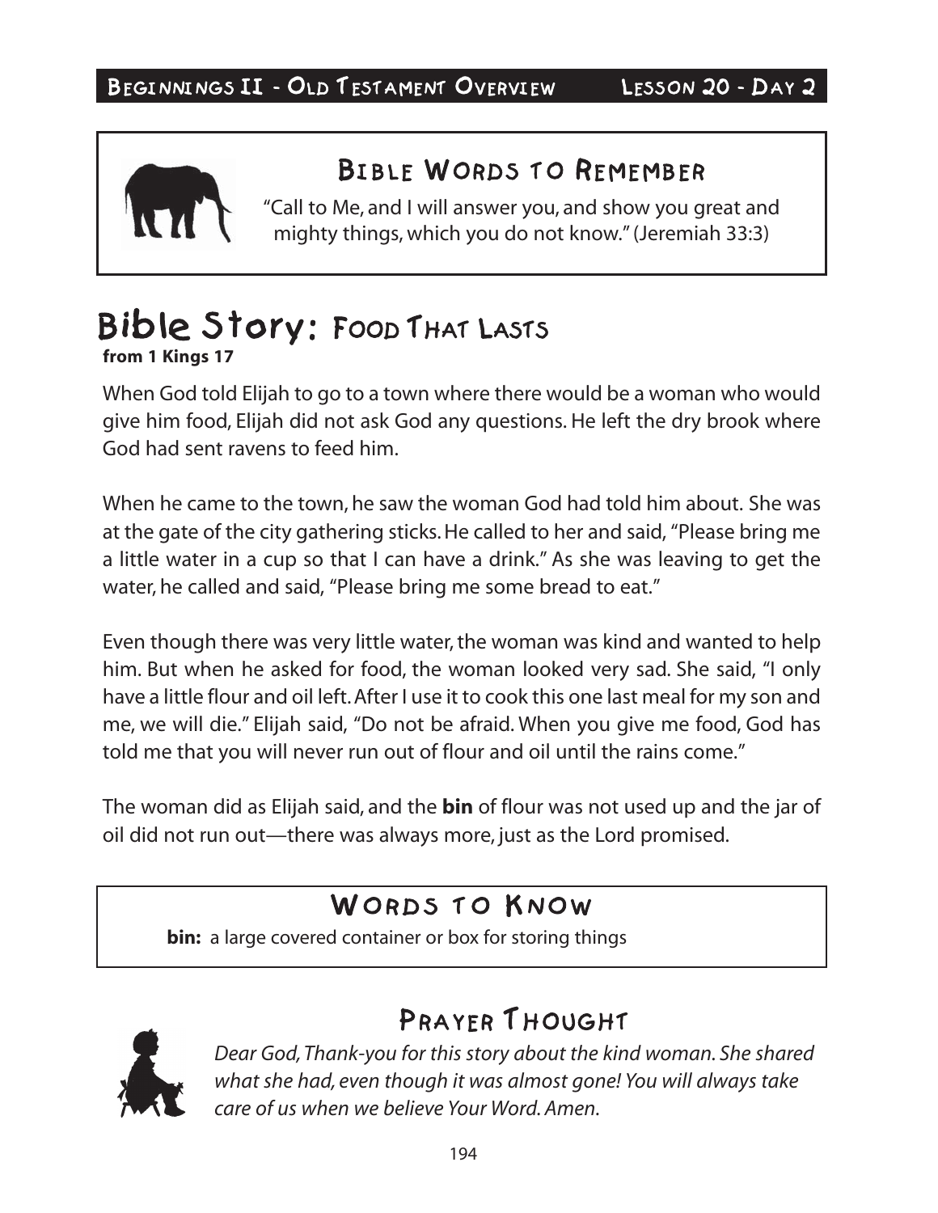## Bible Words to Remember

"Call to Me, and I will answer you, and show you great and mighty things, which you do not know." (Jeremiah 33:3)

# Bible Story: Food That Lasts

**from 1 Kings 17**

When God told Elijah to go to a town where there would be a woman who would give him food, Elijah did not ask God any questions. He left the dry brook where God had sent ravens to feed him.

When he came to the town, he saw the woman God had told him about. She was at the gate of the city gathering sticks. He called to her and said, "Please bring me a little water in a cup so that I can have a drink." As she was leaving to get the water, he called and said, "Please bring me some bread to eat."

Even though there was very little water, the woman was kind and wanted to help him. But when he asked for food, the woman looked very sad. She said, "I only have a little flour and oil left. After I use it to cook this one last meal for my son and me, we will die." Elijah said, "Do not be afraid. When you give me food, God has told me that you will never run out of flour and oil until the rains come."

The woman did as Elijah said, and the **bin** of flour was not used up and the jar of oil did not run out—there was always more, just as the Lord promised.

## Words to Know

**bin:** a large covered container or box for storing things

## Prayer Thought

*Dear God, Thank-you for this story about the kind woman. She shared what she had, even though it was almost gone! You will always take care of us when we believe Your Word. Amen.*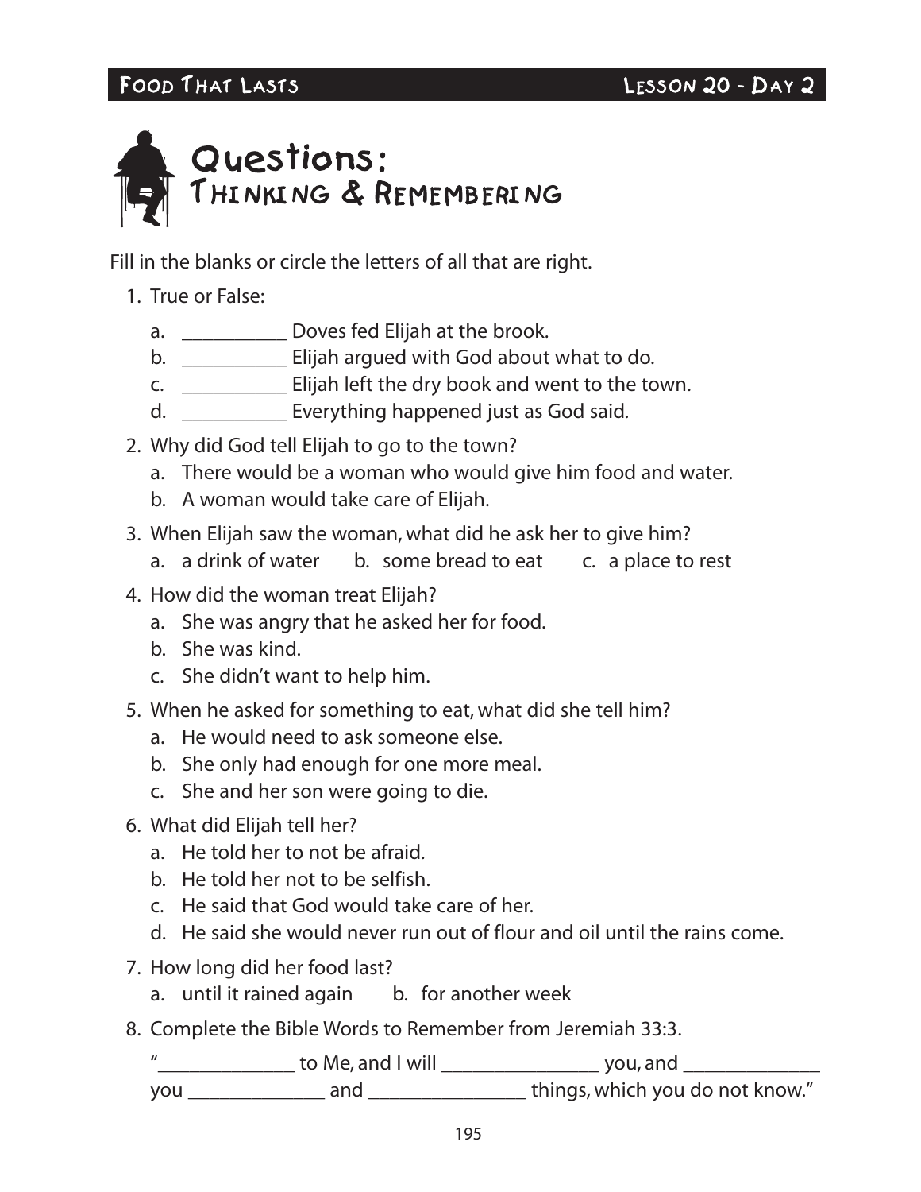# Questions:
## Thinking & Remembering

Fill in the blanks or circle the letters of all that are right.

1. True or False:
   a. __________ Doves fed Elijah at the brook.
   b. __________ Elijah argued with God about what to do.
   c. __________ Elijah left the dry book and went to the town.
   d. __________ Everything happened just as God said.

2. Why did God tell Elijah to go to the town?
   a. There would be a woman who would give him food and water.
   b. A woman would take care of Elijah.

3. When Elijah saw the woman, what did he ask her to give him?
   a. a drink of water b. some bread to eat c. a place to rest

4. How did the woman treat Elijah?
   a. She was angry that he asked her for food.
   b. She was kind.
   c. She didn't want to help him.

5. When he asked for something to eat, what did she tell him?
   a. He would need to ask someone else.
   b. She only had enough for one more meal.
   c. She and her son were going to die.

6. What did Elijah tell her?
   a. He told her to not be afraid.
   b. He told her not to be selfish.
   c. He said that God would take care of her.
   d. He said she would never run out of flour and oil until the rains come.

7. How long did her food last?
   a. until it rained again b. for another week

8. Complete the Bible Words to Remember from Jeremiah 33:3.

   "_____________ to Me, and I will _______________ you, and _____________ you _____________ and _______________ things, which you do not know."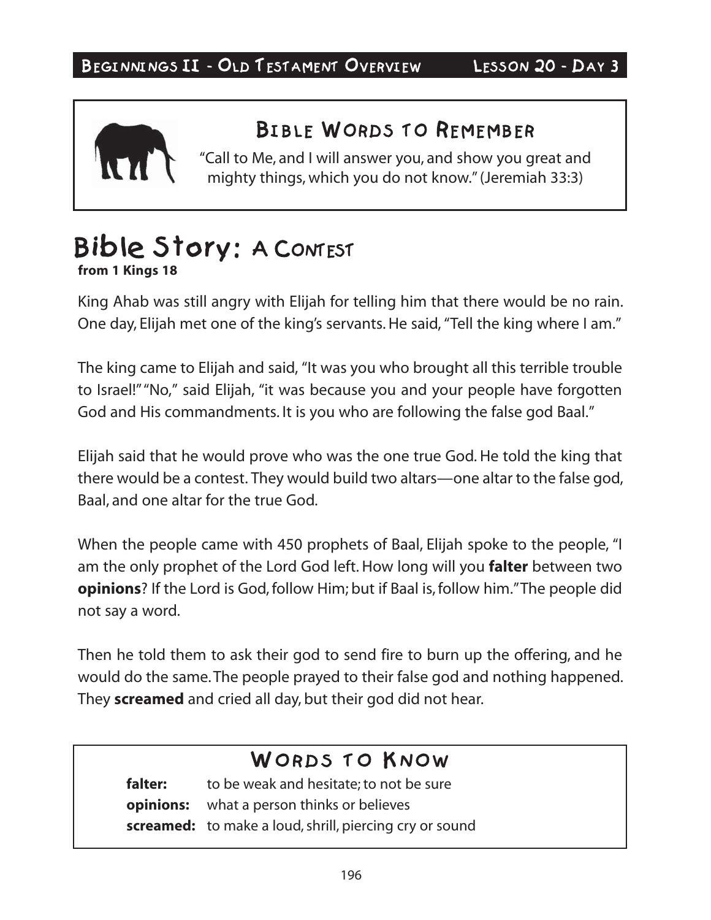## Bible Words to Remember

"Call to Me, and I will answer you, and show you great and mighty things, which you do not know." (Jeremiah 33:3)

# Bible Story: A Contest

**from 1 Kings 18**

King Ahab was still angry with Elijah for telling him that there would be no rain. One day, Elijah met one of the king's servants. He said, "Tell the king where I am."

The king came to Elijah and said, "It was you who brought all this terrible trouble to Israel!" "No," said Elijah, "it was because you and your people have forgotten God and His commandments. It is you who are following the false god Baal."

Elijah said that he would prove who was the one true God. He told the king that there would be a contest. They would build two altars—one altar to the false god, Baal, and one altar for the true God.

When the people came with 450 prophets of Baal, Elijah spoke to the people, "I am the only prophet of the Lord God left. How long will you **falter** between two **opinions**? If the Lord is God, follow Him; but if Baal is, follow him." The people did not say a word.

Then he told them to ask their god to send fire to burn up the offering, and he would do the same. The people prayed to their false god and nothing happened. They **screamed** and cried all day, but their god did not hear.

## Words to Know

**falter:** to be weak and hesitate; to not be sure

**opinions:** what a person thinks or believes

**screamed:** to make a loud, shrill, piercing cry or sound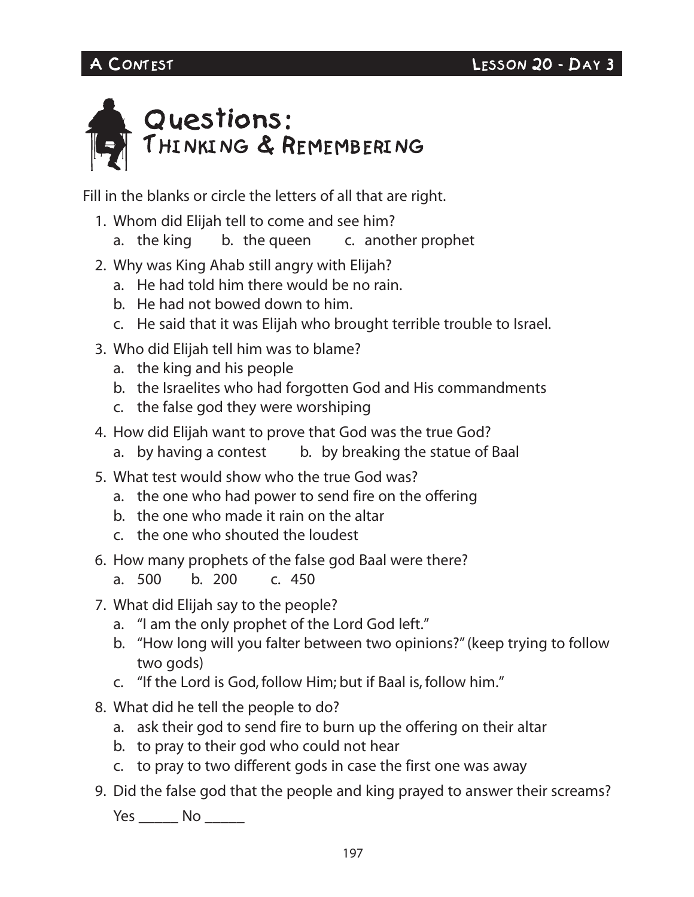# Questions:
## Thinking & Remembering

Fill in the blanks or circle the letters of all that are right.

1. Whom did Elijah tell to come and see him?
   a. the king   b. the queen   c. another prophet
2. Why was King Ahab still angry with Elijah?
   a. He had told him there would be no rain.
   b. He had not bowed down to him.
   c. He said that it was Elijah who brought terrible trouble to Israel.
3. Who did Elijah tell him was to blame?
   a. the king and his people
   b. the Israelites who had forgotten God and His commandments
   c. the false god they were worshiping
4. How did Elijah want to prove that God was the true God?
   a. by having a contest   b. by breaking the statue of Baal
5. What test would show who the true God was?
   a. the one who had power to send fire on the offering
   b. the one who made it rain on the altar
   c. the one who shouted the loudest
6. How many prophets of the false god Baal were there?
   a. 500   b. 200   c. 450
7. What did Elijah say to the people?
   a. "I am the only prophet of the Lord God left."
   b. "How long will you falter between two opinions?" (keep trying to follow two gods)
   c. "If the Lord is God, follow Him; but if Baal is, follow him."
8. What did he tell the people to do?
   a. ask their god to send fire to burn up the offering on their altar
   b. to pray to their god who could not hear
   c. to pray to two different gods in case the first one was away
9. Did the false god that the people and king prayed to answer their screams?

   Yes _____ No _____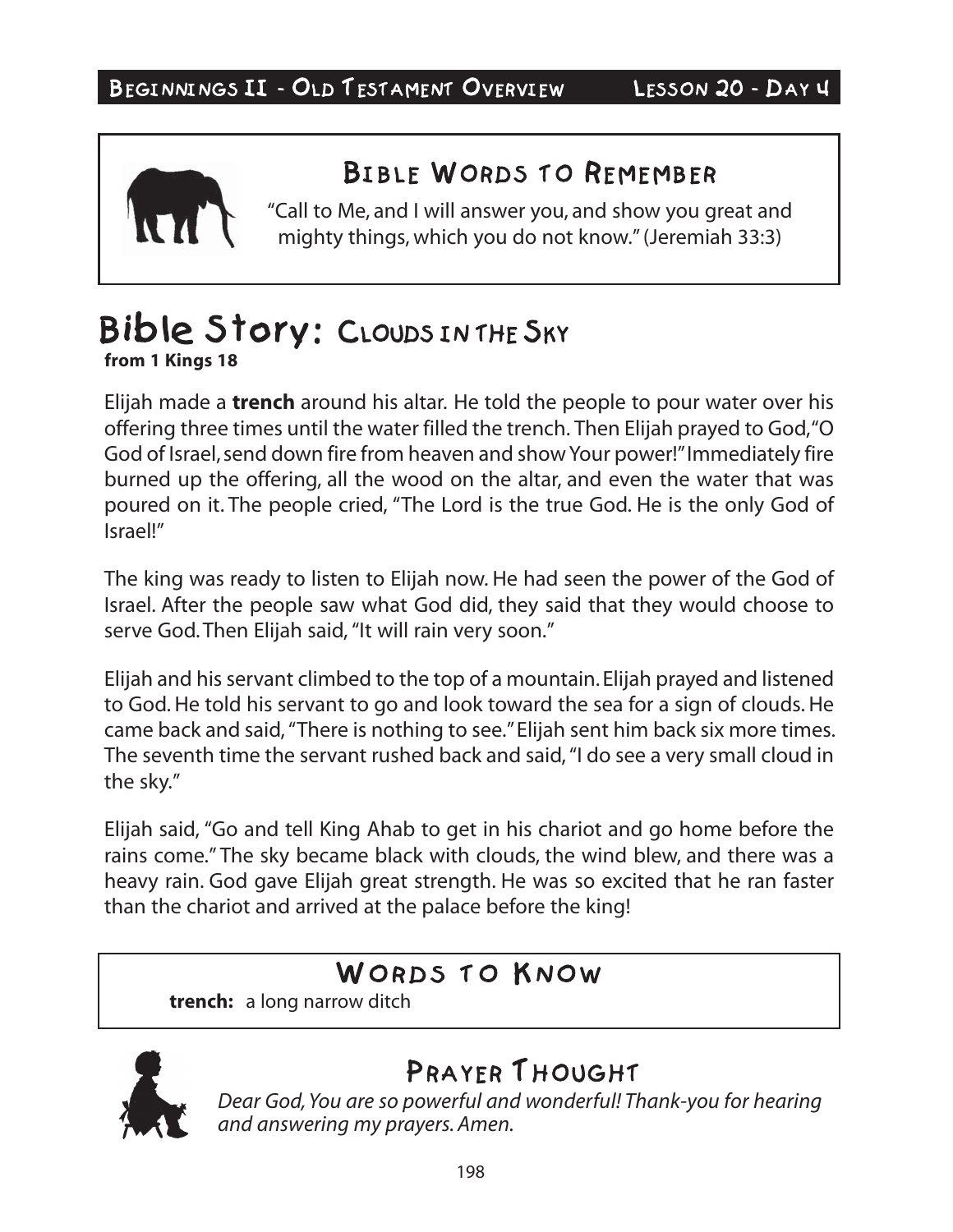## Bible Words to Remember

"Call to Me, and I will answer you, and show you great and mighty things, which you do not know." (Jeremiah 33:3)

# Bible Story: Clouds in the Sky

**from 1 Kings 18**

Elijah made a **trench** around his altar. He told the people to pour water over his offering three times until the water filled the trench. Then Elijah prayed to God, "O God of Israel, send down fire from heaven and show Your power!" Immediately fire burned up the offering, all the wood on the altar, and even the water that was poured on it. The people cried, "The Lord is the true God. He is the only God of Israel!"

The king was ready to listen to Elijah now. He had seen the power of the God of Israel. After the people saw what God did, they said that they would choose to serve God. Then Elijah said, "It will rain very soon."

Elijah and his servant climbed to the top of a mountain. Elijah prayed and listened to God. He told his servant to go and look toward the sea for a sign of clouds. He came back and said, "There is nothing to see." Elijah sent him back six more times. The seventh time the servant rushed back and said, "I do see a very small cloud in the sky."

Elijah said, "Go and tell King Ahab to get in his chariot and go home before the rains come." The sky became black with clouds, the wind blew, and there was a heavy rain. God gave Elijah great strength. He was so excited that he ran faster than the chariot and arrived at the palace before the king!

## Words to Know

**trench:** a long narrow ditch

## Prayer Thought

*Dear God, You are so powerful and wonderful! Thank-you for hearing and answering my prayers. Amen.*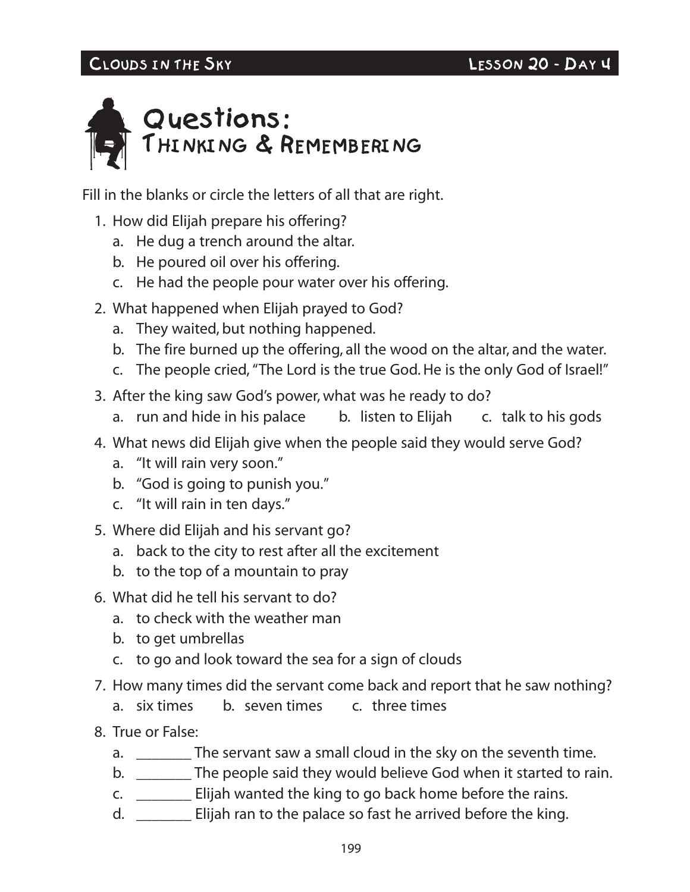# Questions: Thinking & Remembering

Fill in the blanks or circle the letters of all that are right.

1. How did Elijah prepare his offering?
   a. He dug a trench around the altar.
   b. He poured oil over his offering.
   c. He had the people pour water over his offering.
2. What happened when Elijah prayed to God?
   a. They waited, but nothing happened.
   b. The fire burned up the offering, all the wood on the altar, and the water.
   c. The people cried, "The Lord is the true God. He is the only God of Israel!"
3. After the king saw God's power, what was he ready to do?
   a. run and hide in his palace  b. listen to Elijah  c. talk to his gods
4. What news did Elijah give when the people said they would serve God?
   a. "It will rain very soon."
   b. "God is going to punish you."
   c. "It will rain in ten days."
5. Where did Elijah and his servant go?
   a. back to the city to rest after all the excitement
   b. to the top of a mountain to pray
6. What did he tell his servant to do?
   a. to check with the weather man
   b. to get umbrellas
   c. to go and look toward the sea for a sign of clouds
7. How many times did the servant come back and report that he saw nothing?
   a. six times  b. seven times  c. three times
8. True or False:
   a. _______ The servant saw a small cloud in the sky on the seventh time.
   b. _______ The people said they would believe God when it started to rain.
   c. _______ Elijah wanted the king to go back home before the rains.
   d. _______ Elijah ran to the palace so fast he arrived before the king.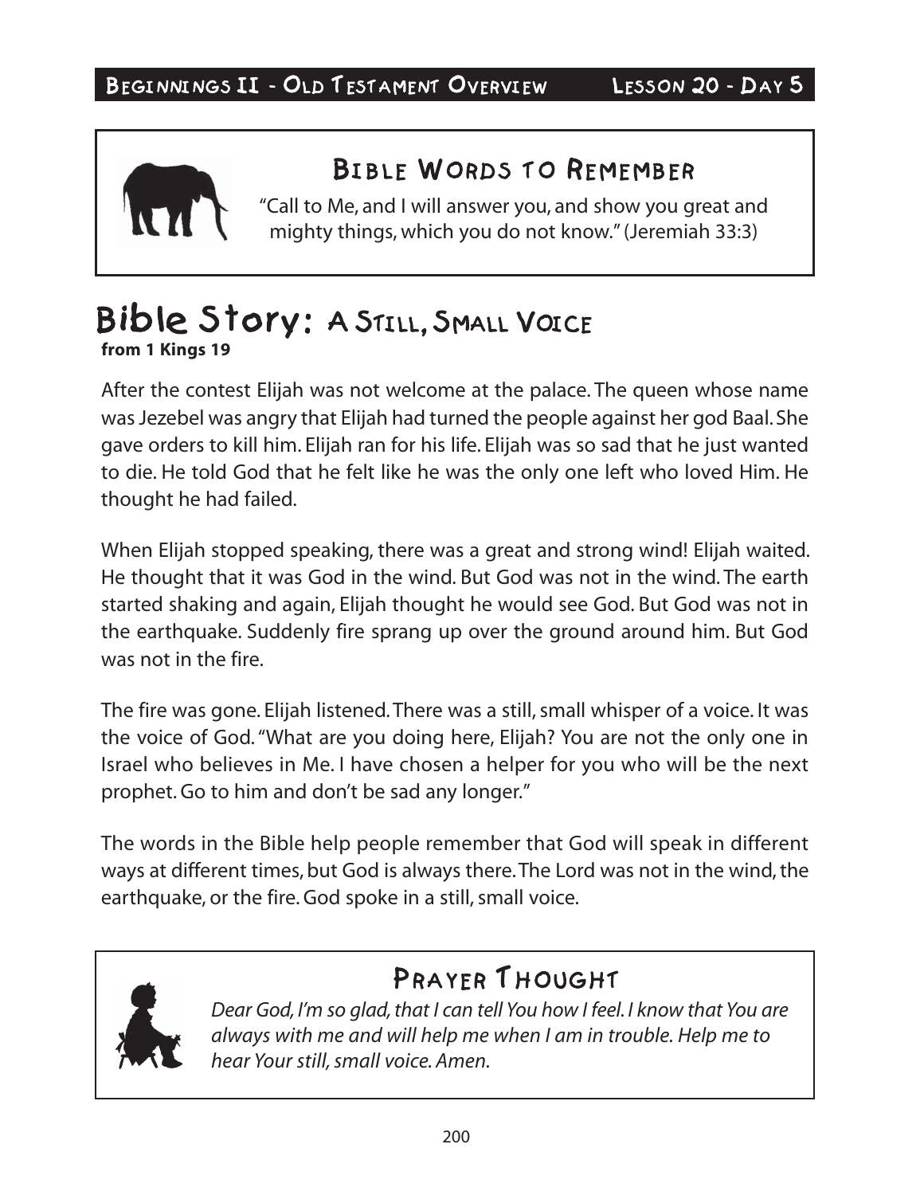## Bible Words to Remember

"Call to Me, and I will answer you, and show you great and mighty things, which you do not know." (Jeremiah 33:3)

# Bible Story: A Still, Small Voice

**from 1 Kings 19**

After the contest Elijah was not welcome at the palace. The queen whose name was Jezebel was angry that Elijah had turned the people against her god Baal. She gave orders to kill him. Elijah ran for his life. Elijah was so sad that he just wanted to die. He told God that he felt like he was the only one left who loved Him. He thought he had failed.

When Elijah stopped speaking, there was a great and strong wind! Elijah waited. He thought that it was God in the wind. But God was not in the wind. The earth started shaking and again, Elijah thought he would see God. But God was not in the earthquake. Suddenly fire sprang up over the ground around him. But God was not in the fire.

The fire was gone. Elijah listened. There was a still, small whisper of a voice. It was the voice of God. "What are you doing here, Elijah? You are not the only one in Israel who believes in Me. I have chosen a helper for you who will be the next prophet. Go to him and don't be sad any longer."

The words in the Bible help people remember that God will speak in different ways at different times, but God is always there. The Lord was not in the wind, the earthquake, or the fire. God spoke in a still, small voice.

## Prayer Thought

*Dear God, I'm so glad, that I can tell You how I feel. I know that You are always with me and will help me when I am in trouble. Help me to hear Your still, small voice. Amen.*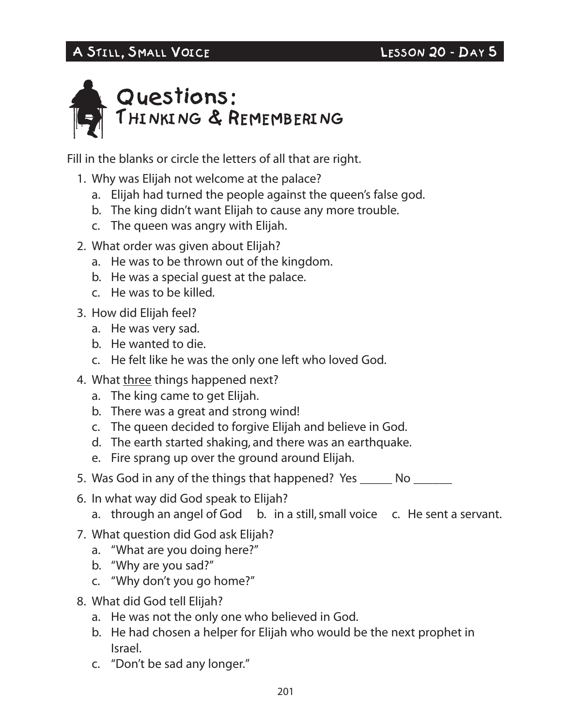# Questions: Thinking & Remembering

Fill in the blanks or circle the letters of all that are right.

1. Why was Elijah not welcome at the palace?
   a. Elijah had turned the people against the queen's false god.
   b. The king didn't want Elijah to cause any more trouble.
   c. The queen was angry with Elijah.
2. What order was given about Elijah?
   a. He was to be thrown out of the kingdom.
   b. He was a special guest at the palace.
   c. He was to be killed.
3. How did Elijah feel?
   a. He was very sad.
   b. He wanted to die.
   c. He felt like he was the only one left who loved God.
4. What <u>three</u> things happened next?
   a. The king came to get Elijah.
   b. There was a great and strong wind!
   c. The queen decided to forgive Elijah and believe in God.
   d. The earth started shaking, and there was an earthquake.
   e. Fire sprang up over the ground around Elijah.
5. Was God in any of the things that happened? Yes _____ No ______
6. In what way did God speak to Elijah?
   a. through an angel of God  b. in a still, small voice  c. He sent a servant.
7. What question did God ask Elijah?
   a. "What are you doing here?"
   b. "Why are you sad?"
   c. "Why don't you go home?"
8. What did God tell Elijah?
   a. He was not the only one who believed in God.
   b. He had chosen a helper for Elijah who would be the next prophet in Israel.
   c. "Don't be sad any longer."